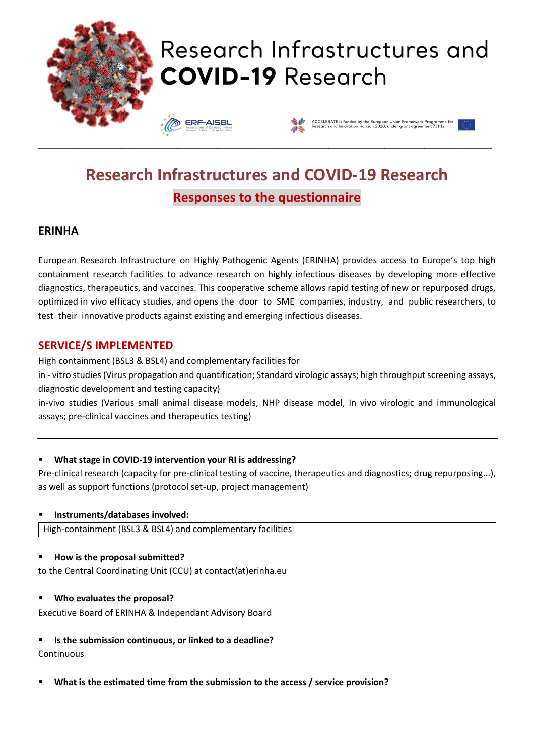# Research Infrastructures and COVID-19 Research

## Responses to the questionnaire

### ERINHA

European Research Infrastructure on Highly Pathogenic Agents (ERINHA) provides access to Europe's top high containment research facilities to advance research on highly infectious diseases by developing more effective diagnostics, therapeutics, and vaccines. This cooperative scheme allows rapid testing of new or repurposed drugs, optimized in vivo efficacy studies, and opens the door to SME companies, industry, and public researchers, to test their innovative products against existing and emerging infectious diseases.

### SERVICE/S IMPLEMENTED

High containment (BSL3 & BSL4) and complementary facilities for

in - vitro studies (Virus propagation and quantification; Standard virologic assays; high throughput screening assays, diagnostic development and testing capacity)

in-vivo studies (Various small animal disease models, NHP disease model, In vivo virologic and immunological assays; pre-clinical vaccines and therapeutics testing)

---

- **What stage in COVID-19 intervention your RI is addressing?**

Pre-clinical research (capacity for pre-clinical testing of vaccine, therapeutics and diagnostics; drug repurposing...), as well as support functions (protocol set-up, project management)

- **Instruments/databases involved:**

High-containment (BSL3 & BSL4) and complementary facilities

- **How is the proposal submitted?**

to the Central Coordinating Unit (CCU) at contact(at)erinha.eu

- **Who evaluates the proposal?**

Executive Board of ERINHA & Independant Advisory Board

- **Is the submission continuous, or linked to a deadline?**

Continuous

- **What is the estimated time from the submission to the access / service provision?**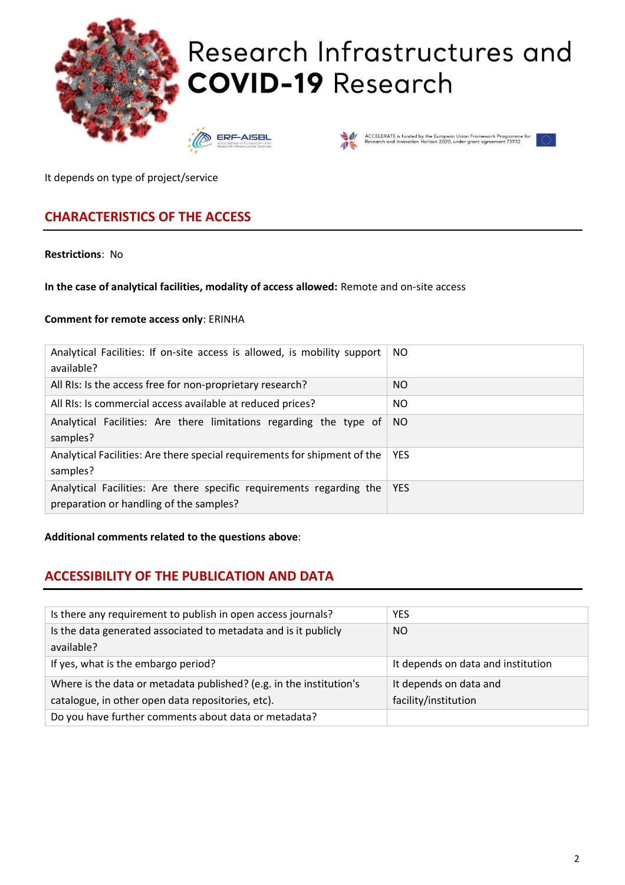It depends on type of project/service

## CHARACTERISTICS OF THE ACCESS

**Restrictions**: No

**In the case of analytical facilities, modality of access allowed:** Remote and on-site access

**Comment for remote access only**: ERINHA

| | |
|---|---|
| Analytical Facilities: If on-site access is allowed, is mobility support available? | NO |
| All RIs: Is the access free for non-proprietary research? | NO |
| All RIs: Is commercial access available at reduced prices? | NO |
| Analytical Facilities: Are there limitations regarding the type of samples? | NO |
| Analytical Facilities: Are there special requirements for shipment of the samples? | YES |
| Analytical Facilities: Are there specific requirements regarding the preparation or handling of the samples? | YES |

**Additional comments related to the questions above**:

## ACCESSIBILITY OF THE PUBLICATION AND DATA

| | |
|---|---|
| Is there any requirement to publish in open access journals? | YES |
| Is the data generated associated to metadata and is it publicly available? | NO |
| If yes, what is the embargo period? | It depends on data and institution |
| Where is the data or metadata published? (e.g. in the institution's catalogue, in other open data repositories, etc). | It depends on data and facility/institution |
| Do you have further comments about data or metadata? | |